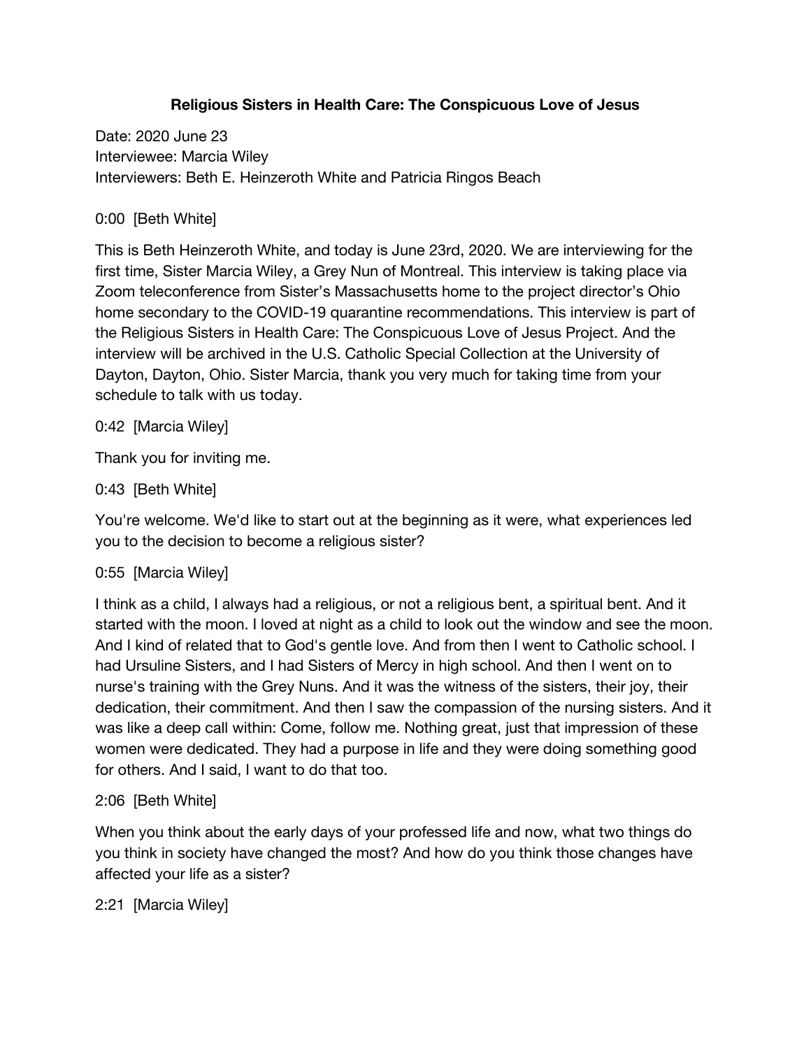# Religious Sisters in Health Care: The Conspicuous Love of Jesus

Date: 2020 June 23
Interviewee: Marcia Wiley
Interviewers: Beth E. Heinzeroth White and Patricia Ringos Beach

0:00 [Beth White]

This is Beth Heinzeroth White, and today is June 23rd, 2020. We are interviewing for the first time, Sister Marcia Wiley, a Grey Nun of Montreal. This interview is taking place via Zoom teleconference from Sister's Massachusetts home to the project director's Ohio home secondary to the COVID-19 quarantine recommendations. This interview is part of the Religious Sisters in Health Care: The Conspicuous Love of Jesus Project. And the interview will be archived in the U.S. Catholic Special Collection at the University of Dayton, Dayton, Ohio. Sister Marcia, thank you very much for taking time from your schedule to talk with us today.

0:42 [Marcia Wiley]

Thank you for inviting me.

0:43 [Beth White]

You're welcome. We'd like to start out at the beginning as it were, what experiences led you to the decision to become a religious sister?

0:55 [Marcia Wiley]

I think as a child, I always had a religious, or not a religious bent, a spiritual bent. And it started with the moon. I loved at night as a child to look out the window and see the moon. And I kind of related that to God's gentle love. And from then I went to Catholic school. I had Ursuline Sisters, and I had Sisters of Mercy in high school. And then I went on to nurse's training with the Grey Nuns. And it was the witness of the sisters, their joy, their dedication, their commitment. And then I saw the compassion of the nursing sisters. And it was like a deep call within: Come, follow me. Nothing great, just that impression of these women were dedicated. They had a purpose in life and they were doing something good for others. And I said, I want to do that too.

2:06 [Beth White]

When you think about the early days of your professed life and now, what two things do you think in society have changed the most? And how do you think those changes have affected your life as a sister?

2:21 [Marcia Wiley]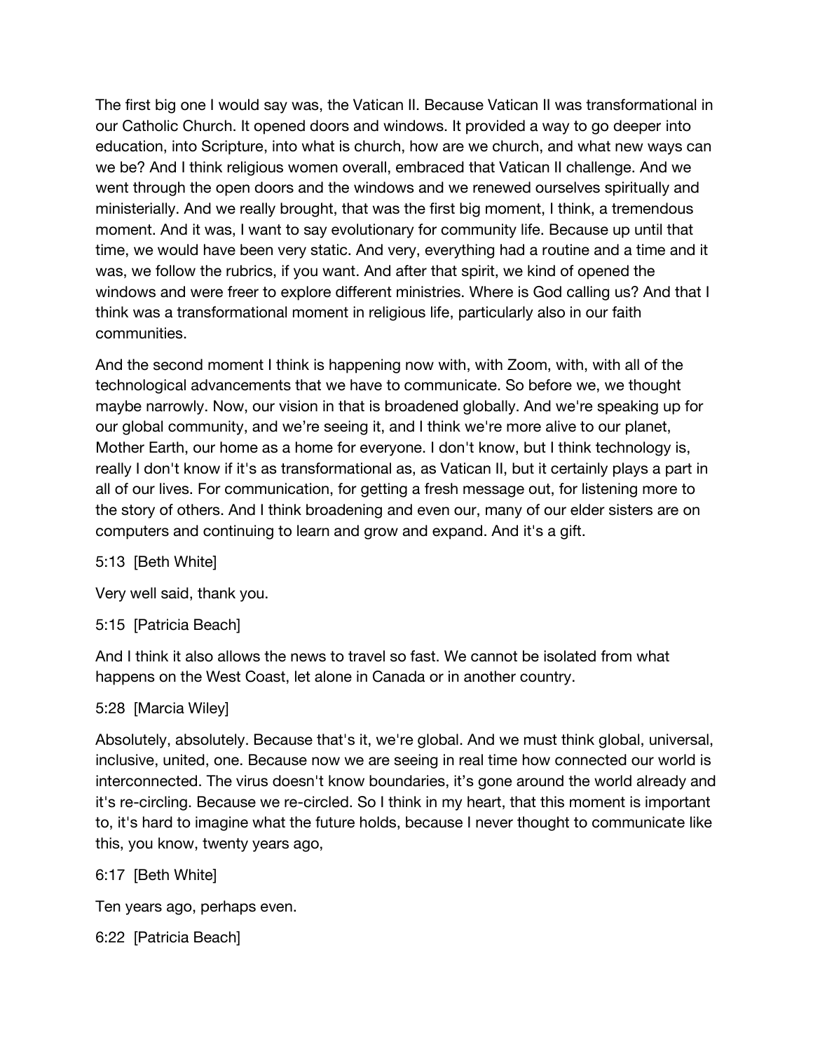The first big one I would say was, the Vatican II. Because Vatican II was transformational in our Catholic Church. It opened doors and windows. It provided a way to go deeper into education, into Scripture, into what is church, how are we church, and what new ways can we be? And I think religious women overall, embraced that Vatican II challenge. And we went through the open doors and the windows and we renewed ourselves spiritually and ministerially. And we really brought, that was the first big moment, I think, a tremendous moment. And it was, I want to say evolutionary for community life. Because up until that time, we would have been very static. And very, everything had a routine and a time and it was, we follow the rubrics, if you want. And after that spirit, we kind of opened the windows and were freer to explore different ministries. Where is God calling us? And that I think was a transformational moment in religious life, particularly also in our faith communities.

And the second moment I think is happening now with, with Zoom, with, with all of the technological advancements that we have to communicate. So before we, we thought maybe narrowly. Now, our vision in that is broadened globally. And we're speaking up for our global community, and we're seeing it, and I think we're more alive to our planet, Mother Earth, our home as a home for everyone. I don't know, but I think technology is, really I don't know if it's as transformational as, as Vatican II, but it certainly plays a part in all of our lives. For communication, for getting a fresh message out, for listening more to the story of others. And I think broadening and even our, many of our elder sisters are on computers and continuing to learn and grow and expand. And it's a gift.

5:13 [Beth White]

Very well said, thank you.

5:15 [Patricia Beach]

And I think it also allows the news to travel so fast. We cannot be isolated from what happens on the West Coast, let alone in Canada or in another country.

5:28 [Marcia Wiley]

Absolutely, absolutely. Because that's it, we're global. And we must think global, universal, inclusive, united, one. Because now we are seeing in real time how connected our world is interconnected. The virus doesn't know boundaries, it's gone around the world already and it's re-circling. Because we re-circled. So I think in my heart, that this moment is important to, it's hard to imagine what the future holds, because I never thought to communicate like this, you know, twenty years ago,

6:17 [Beth White]

Ten years ago, perhaps even.

6:22 [Patricia Beach]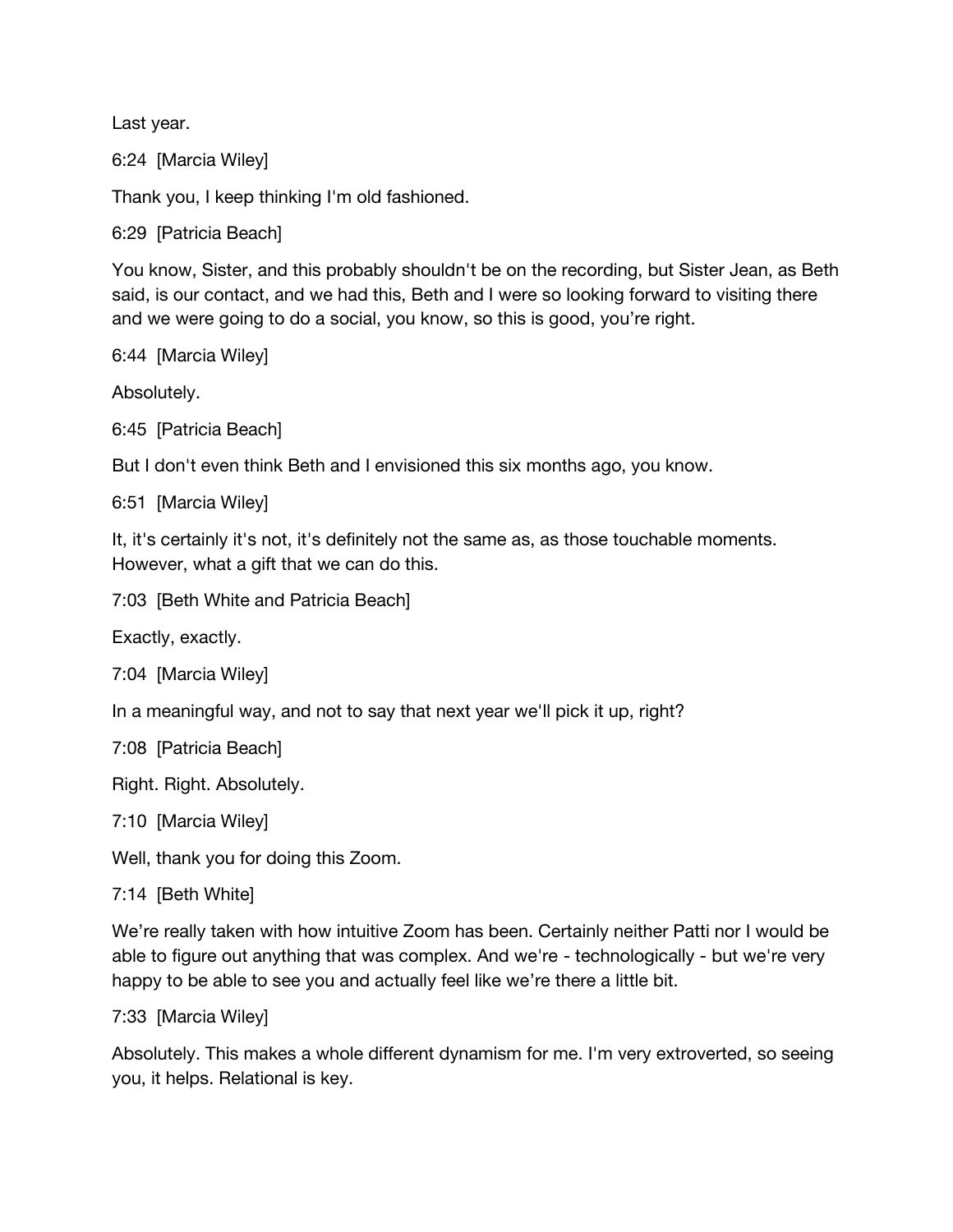Last year.

6:24 [Marcia Wiley]

Thank you, I keep thinking I'm old fashioned.

6:29 [Patricia Beach]

You know, Sister, and this probably shouldn't be on the recording, but Sister Jean, as Beth said, is our contact, and we had this, Beth and I were so looking forward to visiting there and we were going to do a social, you know, so this is good, you're right.

6:44 [Marcia Wiley]

Absolutely.

6:45 [Patricia Beach]

But I don't even think Beth and I envisioned this six months ago, you know.

6:51 [Marcia Wiley]

It, it's certainly it's not, it's definitely not the same as, as those touchable moments. However, what a gift that we can do this.

7:03 [Beth White and Patricia Beach]

Exactly, exactly.

7:04 [Marcia Wiley]

In a meaningful way, and not to say that next year we'll pick it up, right?

7:08 [Patricia Beach]

Right. Right. Absolutely.

7:10 [Marcia Wiley]

Well, thank you for doing this Zoom.

7:14 [Beth White]

We're really taken with how intuitive Zoom has been. Certainly neither Patti nor I would be able to figure out anything that was complex. And we're - technologically - but we're very happy to be able to see you and actually feel like we're there a little bit.

7:33 [Marcia Wiley]

Absolutely. This makes a whole different dynamism for me. I'm very extroverted, so seeing you, it helps. Relational is key.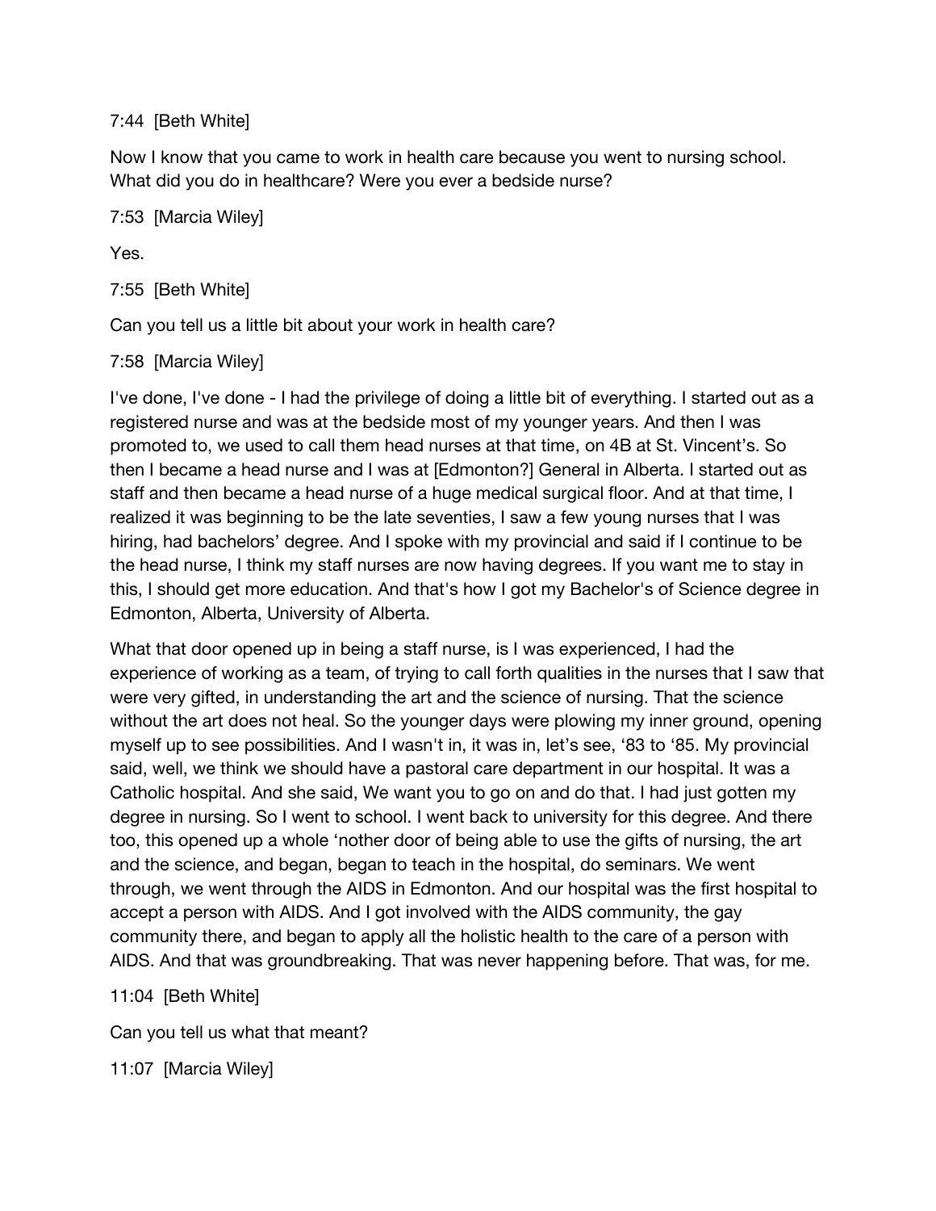7:44 [Beth White]

Now I know that you came to work in health care because you went to nursing school. What did you do in healthcare? Were you ever a bedside nurse?

7:53 [Marcia Wiley]

Yes.

7:55 [Beth White]

Can you tell us a little bit about your work in health care?

7:58 [Marcia Wiley]

I've done, I've done - I had the privilege of doing a little bit of everything. I started out as a registered nurse and was at the bedside most of my younger years. And then I was promoted to, we used to call them head nurses at that time, on 4B at St. Vincent's. So then I became a head nurse and I was at [Edmonton?] General in Alberta. I started out as staff and then became a head nurse of a huge medical surgical floor. And at that time, I realized it was beginning to be the late seventies, I saw a few young nurses that I was hiring, had bachelors' degree. And I spoke with my provincial and said if I continue to be the head nurse, I think my staff nurses are now having degrees. If you want me to stay in this, I should get more education. And that's how I got my Bachelor's of Science degree in Edmonton, Alberta, University of Alberta.

What that door opened up in being a staff nurse, is I was experienced, I had the experience of working as a team, of trying to call forth qualities in the nurses that I saw that were very gifted, in understanding the art and the science of nursing. That the science without the art does not heal. So the younger days were plowing my inner ground, opening myself up to see possibilities. And I wasn't in, it was in, let's see, '83 to '85. My provincial said, well, we think we should have a pastoral care department in our hospital. It was a Catholic hospital. And she said, We want you to go on and do that. I had just gotten my degree in nursing. So I went to school. I went back to university for this degree. And there too, this opened up a whole 'nother door of being able to use the gifts of nursing, the art and the science, and began, began to teach in the hospital, do seminars. We went through, we went through the AIDS in Edmonton. And our hospital was the first hospital to accept a person with AIDS. And I got involved with the AIDS community, the gay community there, and began to apply all the holistic health to the care of a person with AIDS. And that was groundbreaking. That was never happening before. That was, for me.

11:04 [Beth White]

Can you tell us what that meant?

11:07 [Marcia Wiley]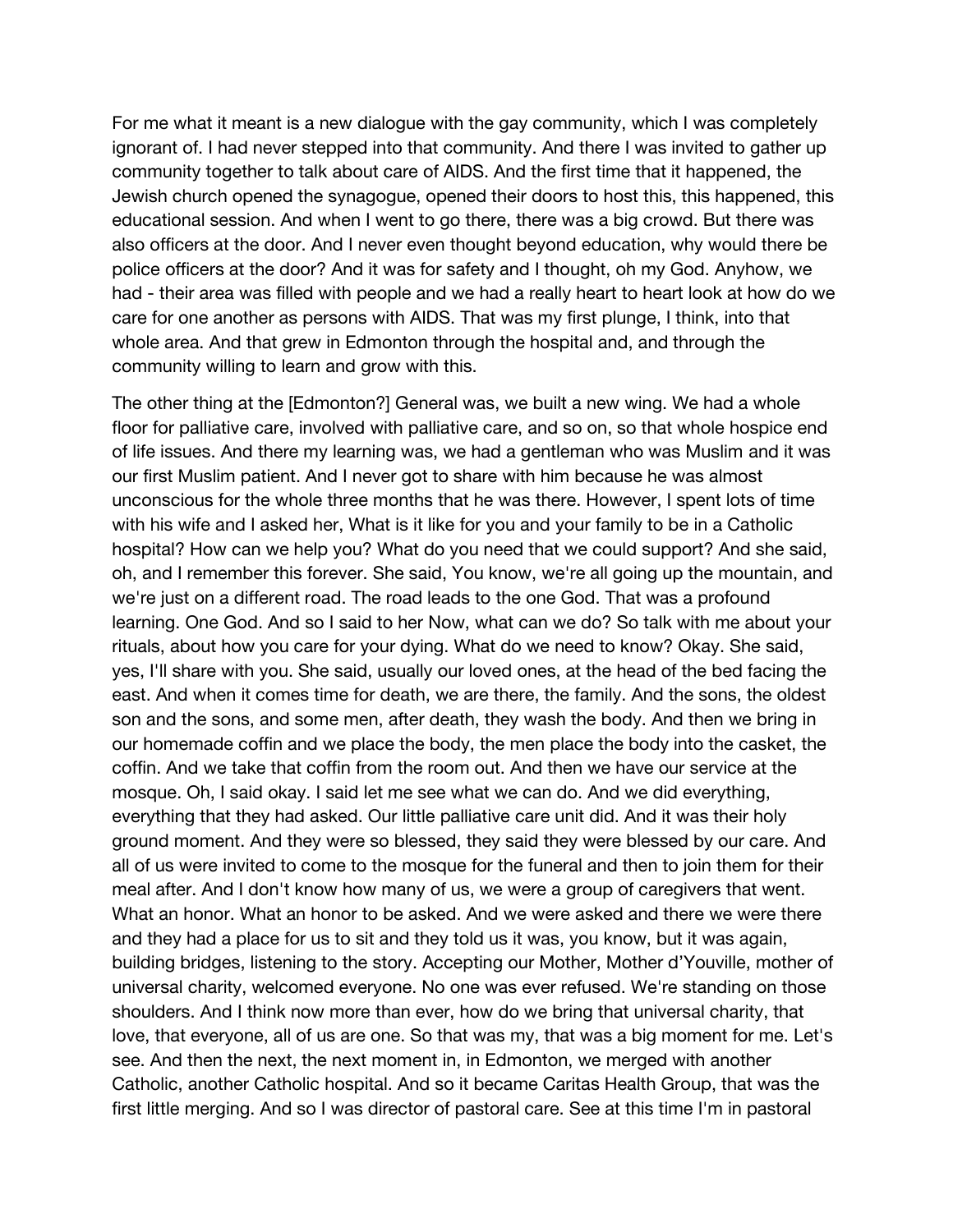For me what it meant is a new dialogue with the gay community, which I was completely ignorant of. I had never stepped into that community. And there I was invited to gather up community together to talk about care of AIDS. And the first time that it happened, the Jewish church opened the synagogue, opened their doors to host this, this happened, this educational session. And when I went to go there, there was a big crowd. But there was also officers at the door. And I never even thought beyond education, why would there be police officers at the door? And it was for safety and I thought, oh my God. Anyhow, we had - their area was filled with people and we had a really heart to heart look at how do we care for one another as persons with AIDS. That was my first plunge, I think, into that whole area. And that grew in Edmonton through the hospital and, and through the community willing to learn and grow with this.

The other thing at the [Edmonton?] General was, we built a new wing. We had a whole floor for palliative care, involved with palliative care, and so on, so that whole hospice end of life issues. And there my learning was, we had a gentleman who was Muslim and it was our first Muslim patient. And I never got to share with him because he was almost unconscious for the whole three months that he was there. However, I spent lots of time with his wife and I asked her, What is it like for you and your family to be in a Catholic hospital? How can we help you? What do you need that we could support? And she said, oh, and I remember this forever. She said, You know, we're all going up the mountain, and we're just on a different road. The road leads to the one God. That was a profound learning. One God. And so I said to her Now, what can we do? So talk with me about your rituals, about how you care for your dying. What do we need to know? Okay. She said, yes, I'll share with you. She said, usually our loved ones, at the head of the bed facing the east. And when it comes time for death, we are there, the family. And the sons, the oldest son and the sons, and some men, after death, they wash the body. And then we bring in our homemade coffin and we place the body, the men place the body into the casket, the coffin. And we take that coffin from the room out. And then we have our service at the mosque. Oh, I said okay. I said let me see what we can do. And we did everything, everything that they had asked. Our little palliative care unit did. And it was their holy ground moment. And they were so blessed, they said they were blessed by our care. And all of us were invited to come to the mosque for the funeral and then to join them for their meal after. And I don't know how many of us, we were a group of caregivers that went. What an honor. What an honor to be asked. And we were asked and there we were there and they had a place for us to sit and they told us it was, you know, but it was again, building bridges, listening to the story. Accepting our Mother, Mother d'Youville, mother of universal charity, welcomed everyone. No one was ever refused. We're standing on those shoulders. And I think now more than ever, how do we bring that universal charity, that love, that everyone, all of us are one. So that was my, that was a big moment for me. Let's see. And then the next, the next moment in, in Edmonton, we merged with another Catholic, another Catholic hospital. And so it became Caritas Health Group, that was the first little merging. And so I was director of pastoral care. See at this time I'm in pastoral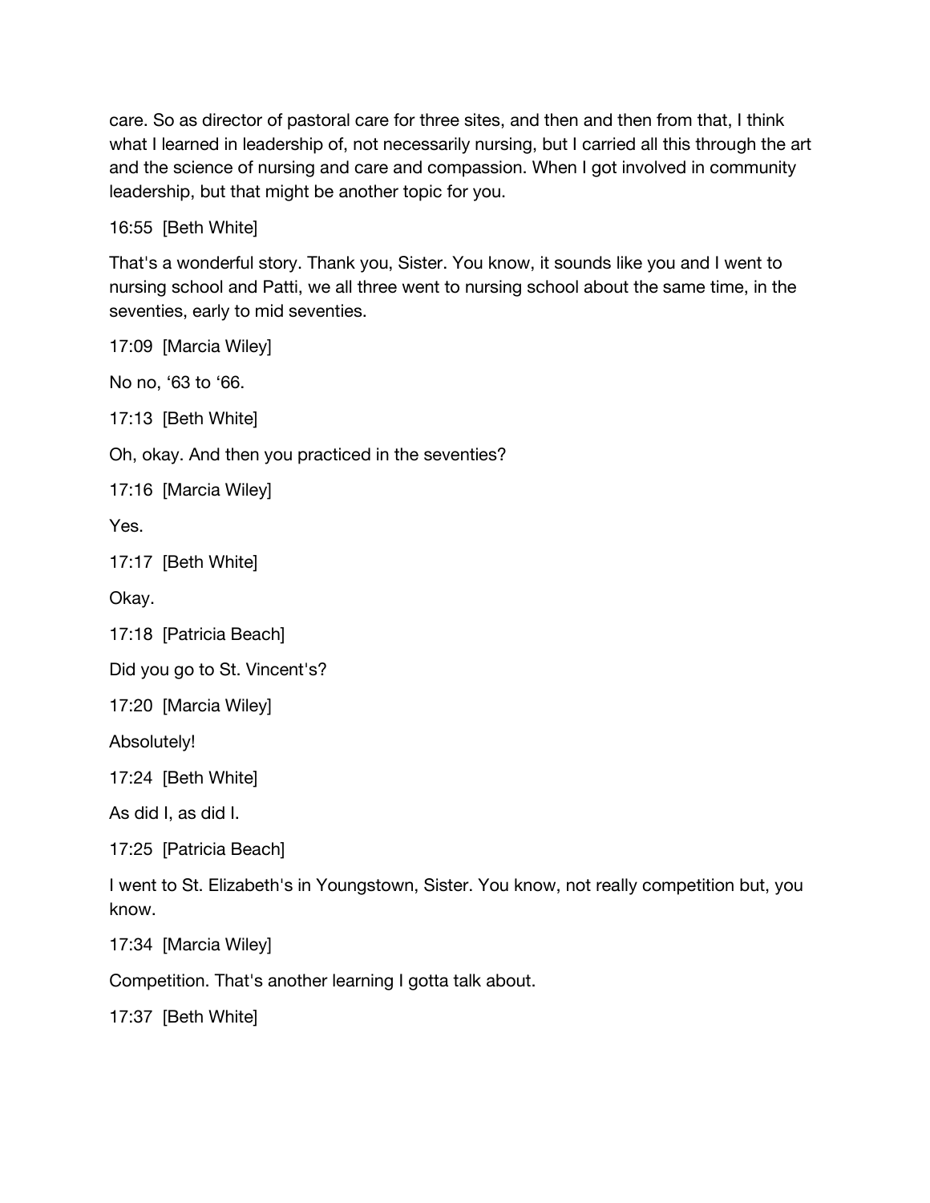care. So as director of pastoral care for three sites, and then and then from that, I think what I learned in leadership of, not necessarily nursing, but I carried all this through the art and the science of nursing and care and compassion. When I got involved in community leadership, but that might be another topic for you.

16:55 [Beth White]

That's a wonderful story. Thank you, Sister. You know, it sounds like you and I went to nursing school and Patti, we all three went to nursing school about the same time, in the seventies, early to mid seventies.

17:09 [Marcia Wiley]

No no, ‘63 to ‘66.

17:13 [Beth White]

Oh, okay. And then you practiced in the seventies?

17:16 [Marcia Wiley]

Yes.

17:17 [Beth White]

Okay.

17:18 [Patricia Beach]

Did you go to St. Vincent's?

17:20 [Marcia Wiley]

Absolutely!

17:24 [Beth White]

As did I, as did I.

17:25 [Patricia Beach]

I went to St. Elizabeth's in Youngstown, Sister. You know, not really competition but, you know.

17:34 [Marcia Wiley]

Competition. That's another learning I gotta talk about.

17:37 [Beth White]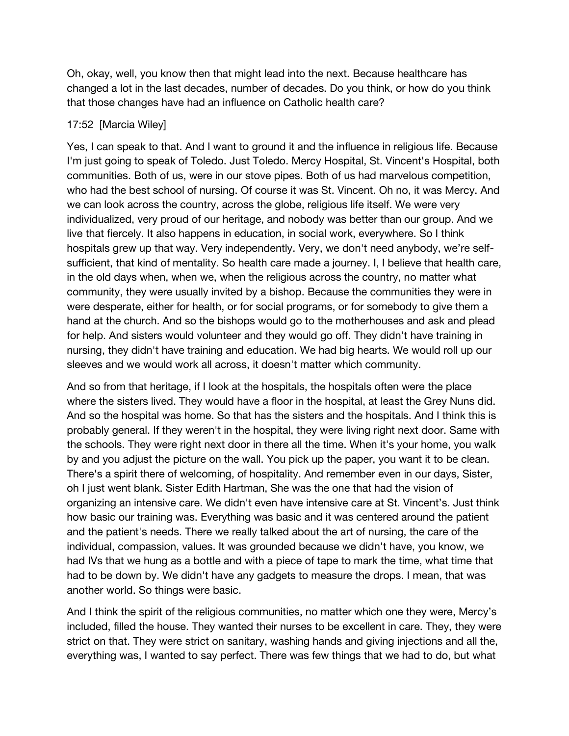Oh, okay, well, you know then that might lead into the next. Because healthcare has changed a lot in the last decades, number of decades. Do you think, or how do you think that those changes have had an influence on Catholic health care?

17:52 [Marcia Wiley]

Yes, I can speak to that. And I want to ground it and the influence in religious life. Because I'm just going to speak of Toledo. Just Toledo. Mercy Hospital, St. Vincent's Hospital, both communities. Both of us, were in our stove pipes. Both of us had marvelous competition, who had the best school of nursing. Of course it was St. Vincent. Oh no, it was Mercy. And we can look across the country, across the globe, religious life itself. We were very individualized, very proud of our heritage, and nobody was better than our group. And we live that fiercely. It also happens in education, in social work, everywhere. So I think hospitals grew up that way. Very independently. Very, we don't need anybody, we're self-sufficient, that kind of mentality. So health care made a journey. I, I believe that health care, in the old days when, when we, when the religious across the country, no matter what community, they were usually invited by a bishop. Because the communities they were in were desperate, either for health, or for social programs, or for somebody to give them a hand at the church. And so the bishops would go to the motherhouses and ask and plead for help. And sisters would volunteer and they would go off. They didn't have training in nursing, they didn't have training and education. We had big hearts. We would roll up our sleeves and we would work all across, it doesn't matter which community.

And so from that heritage, if I look at the hospitals, the hospitals often were the place where the sisters lived. They would have a floor in the hospital, at least the Grey Nuns did. And so the hospital was home. So that has the sisters and the hospitals. And I think this is probably general. If they weren't in the hospital, they were living right next door. Same with the schools. They were right next door in there all the time. When it's your home, you walk by and you adjust the picture on the wall. You pick up the paper, you want it to be clean. There's a spirit there of welcoming, of hospitality. And remember even in our days, Sister, oh I just went blank. Sister Edith Hartman, She was the one that had the vision of organizing an intensive care. We didn't even have intensive care at St. Vincent's. Just think how basic our training was. Everything was basic and it was centered around the patient and the patient's needs. There we really talked about the art of nursing, the care of the individual, compassion, values. It was grounded because we didn't have, you know, we had IVs that we hung as a bottle and with a piece of tape to mark the time, what time that had to be down by. We didn't have any gadgets to measure the drops. I mean, that was another world. So things were basic.

And I think the spirit of the religious communities, no matter which one they were, Mercy's included, filled the house. They wanted their nurses to be excellent in care. They, they were strict on that. They were strict on sanitary, washing hands and giving injections and all the, everything was, I wanted to say perfect. There was few things that we had to do, but what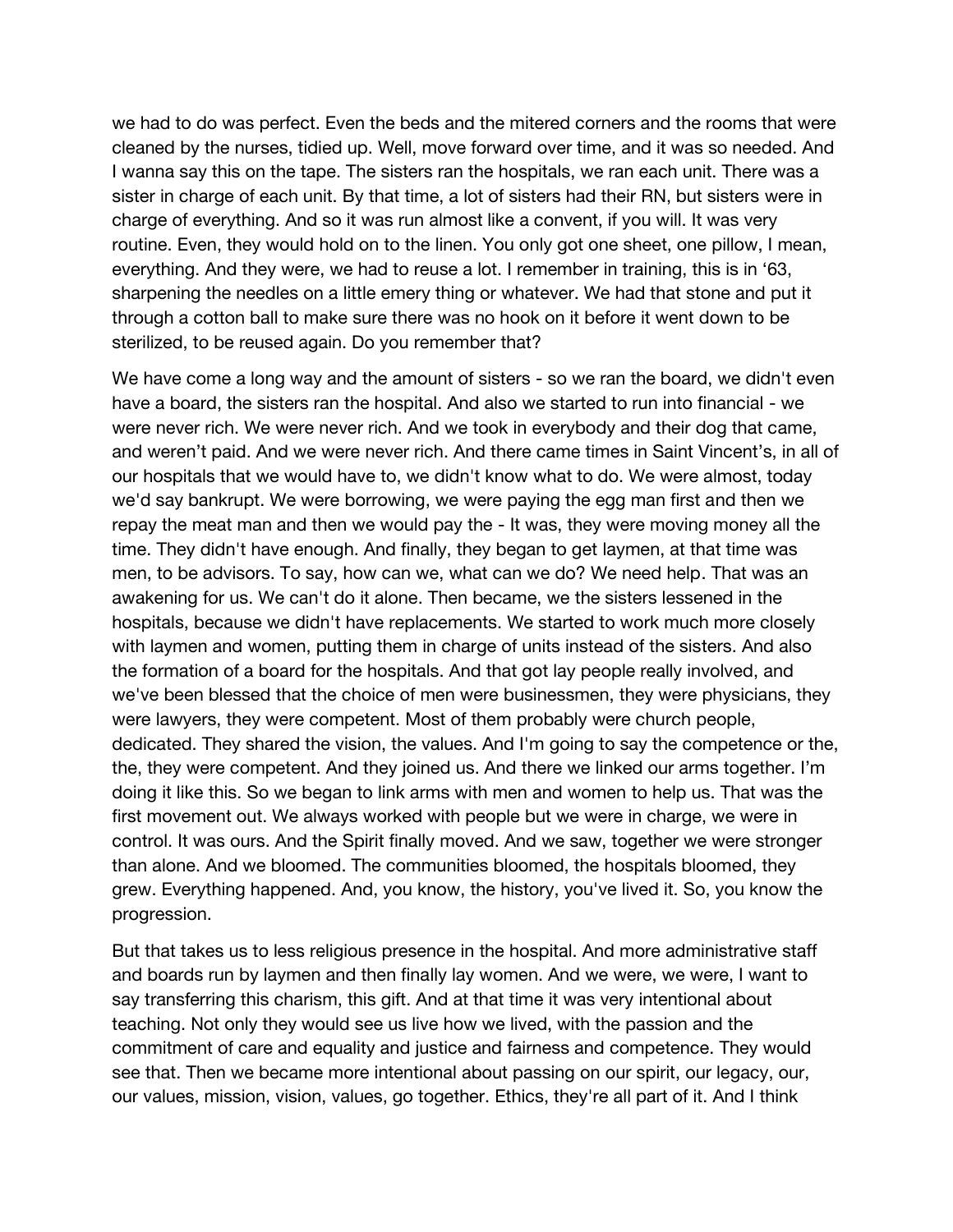we had to do was perfect. Even the beds and the mitered corners and the rooms that were cleaned by the nurses, tidied up. Well, move forward over time, and it was so needed. And I wanna say this on the tape. The sisters ran the hospitals, we ran each unit. There was a sister in charge of each unit. By that time, a lot of sisters had their RN, but sisters were in charge of everything. And so it was run almost like a convent, if you will. It was very routine. Even, they would hold on to the linen. You only got one sheet, one pillow, I mean, everything. And they were, we had to reuse a lot. I remember in training, this is in '63, sharpening the needles on a little emery thing or whatever. We had that stone and put it through a cotton ball to make sure there was no hook on it before it went down to be sterilized, to be reused again. Do you remember that?

We have come a long way and the amount of sisters - so we ran the board, we didn't even have a board, the sisters ran the hospital. And also we started to run into financial - we were never rich. We were never rich. And we took in everybody and their dog that came, and weren't paid. And we were never rich. And there came times in Saint Vincent's, in all of our hospitals that we would have to, we didn't know what to do. We were almost, today we'd say bankrupt. We were borrowing, we were paying the egg man first and then we repay the meat man and then we would pay the - It was, they were moving money all the time. They didn't have enough. And finally, they began to get laymen, at that time was men, to be advisors. To say, how can we, what can we do? We need help. That was an awakening for us. We can't do it alone. Then became, we the sisters lessened in the hospitals, because we didn't have replacements. We started to work much more closely with laymen and women, putting them in charge of units instead of the sisters. And also the formation of a board for the hospitals. And that got lay people really involved, and we've been blessed that the choice of men were businessmen, they were physicians, they were lawyers, they were competent. Most of them probably were church people, dedicated. They shared the vision, the values. And I'm going to say the competence or the, the, they were competent. And they joined us. And there we linked our arms together. I'm doing it like this. So we began to link arms with men and women to help us. That was the first movement out. We always worked with people but we were in charge, we were in control. It was ours. And the Spirit finally moved. And we saw, together we were stronger than alone. And we bloomed. The communities bloomed, the hospitals bloomed, they grew. Everything happened. And, you know, the history, you've lived it. So, you know the progression.

But that takes us to less religious presence in the hospital. And more administrative staff and boards run by laymen and then finally lay women. And we were, we were, I want to say transferring this charism, this gift. And at that time it was very intentional about teaching. Not only they would see us live how we lived, with the passion and the commitment of care and equality and justice and fairness and competence. They would see that. Then we became more intentional about passing on our spirit, our legacy, our, our values, mission, vision, values, go together. Ethics, they're all part of it. And I think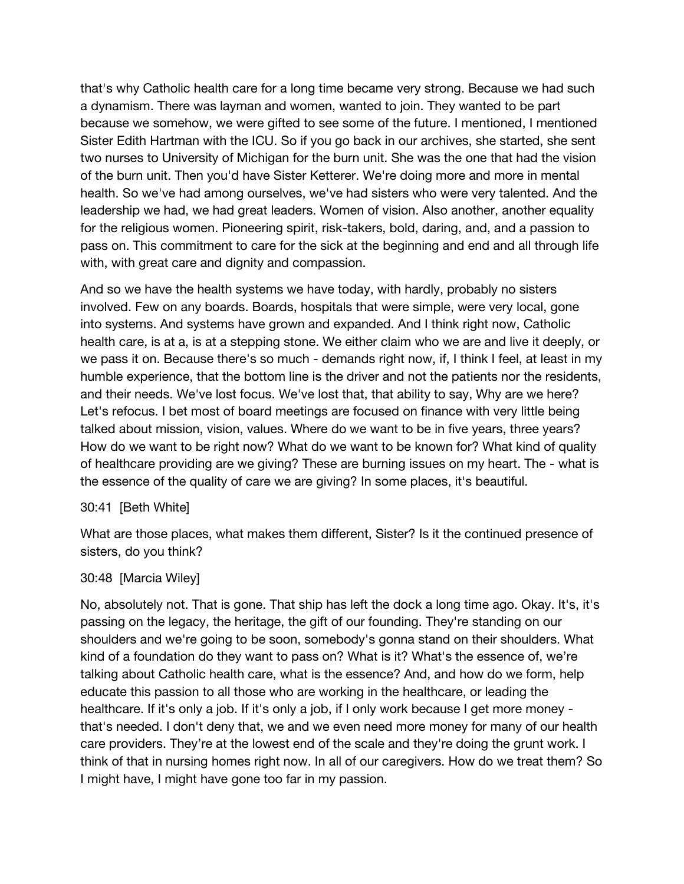that's why Catholic health care for a long time became very strong. Because we had such a dynamism. There was layman and women, wanted to join. They wanted to be part because we somehow, we were gifted to see some of the future. I mentioned, I mentioned Sister Edith Hartman with the ICU. So if you go back in our archives, she started, she sent two nurses to University of Michigan for the burn unit. She was the one that had the vision of the burn unit. Then you'd have Sister Ketterer. We're doing more and more in mental health. So we've had among ourselves, we've had sisters who were very talented. And the leadership we had, we had great leaders. Women of vision. Also another, another equality for the religious women. Pioneering spirit, risk-takers, bold, daring, and, and a passion to pass on. This commitment to care for the sick at the beginning and end and all through life with, with great care and dignity and compassion.

And so we have the health systems we have today, with hardly, probably no sisters involved. Few on any boards. Boards, hospitals that were simple, were very local, gone into systems. And systems have grown and expanded. And I think right now, Catholic health care, is at a, is at a stepping stone. We either claim who we are and live it deeply, or we pass it on. Because there's so much - demands right now, if, I think I feel, at least in my humble experience, that the bottom line is the driver and not the patients nor the residents, and their needs. We've lost focus. We've lost that, that ability to say, Why are we here? Let's refocus. I bet most of board meetings are focused on finance with very little being talked about mission, vision, values. Where do we want to be in five years, three years? How do we want to be right now? What do we want to be known for? What kind of quality of healthcare providing are we giving? These are burning issues on my heart. The - what is the essence of the quality of care we are giving? In some places, it's beautiful.

30:41 [Beth White]

What are those places, what makes them different, Sister? Is it the continued presence of sisters, do you think?

30:48 [Marcia Wiley]

No, absolutely not. That is gone. That ship has left the dock a long time ago. Okay. It's, it's passing on the legacy, the heritage, the gift of our founding. They're standing on our shoulders and we're going to be soon, somebody's gonna stand on their shoulders. What kind of a foundation do they want to pass on? What is it? What's the essence of, we're talking about Catholic health care, what is the essence? And, and how do we form, help educate this passion to all those who are working in the healthcare, or leading the healthcare. If it's only a job. If it's only a job, if I only work because I get more money - that's needed. I don't deny that, we and we even need more money for many of our health care providers. They're at the lowest end of the scale and they're doing the grunt work. I think of that in nursing homes right now. In all of our caregivers. How do we treat them? So I might have, I might have gone too far in my passion.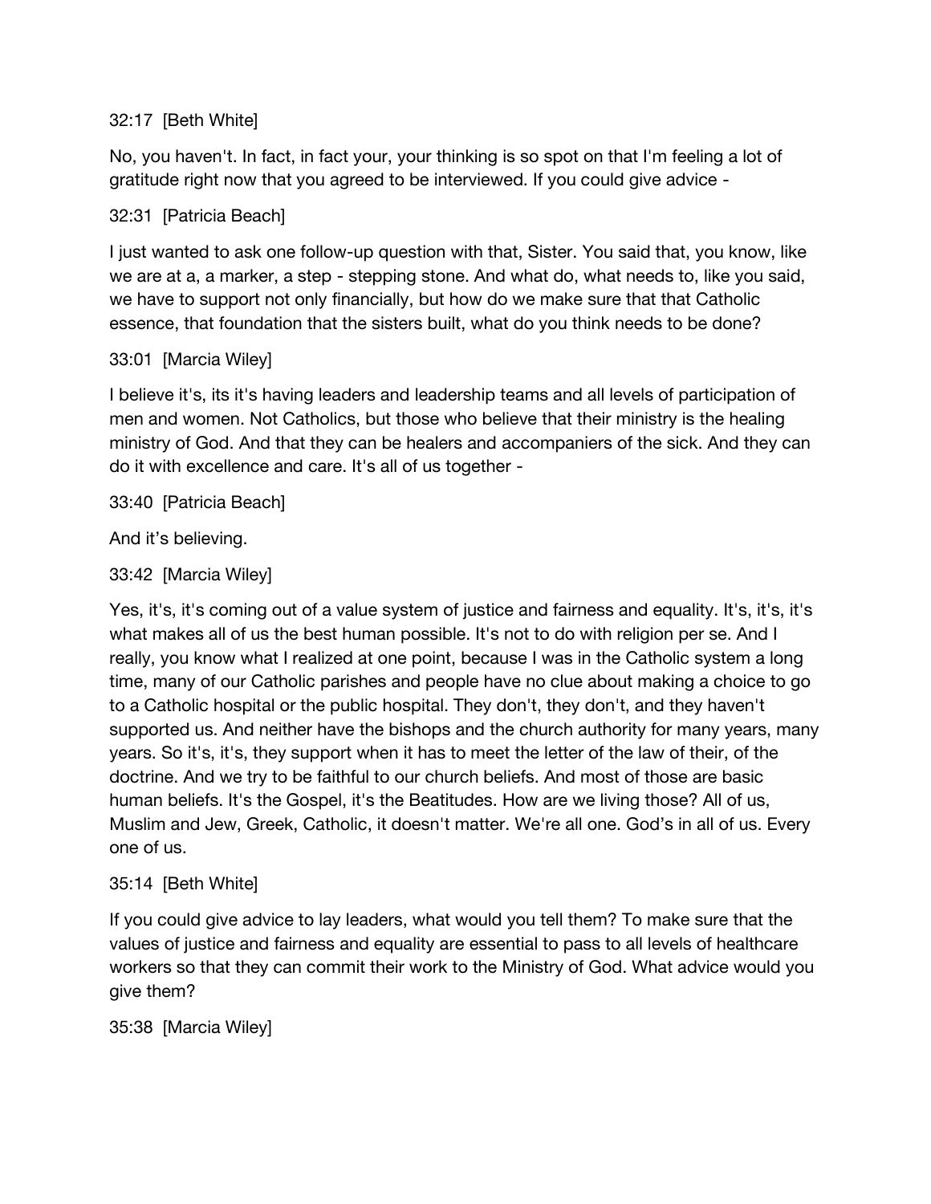32:17  [Beth White]

No, you haven't. In fact, in fact your, your thinking is so spot on that I'm feeling a lot of gratitude right now that you agreed to be interviewed. If you could give advice -

32:31  [Patricia Beach]

I just wanted to ask one follow-up question with that, Sister. You said that, you know, like we are at a, a marker, a step - stepping stone. And what do, what needs to, like you said, we have to support not only financially, but how do we make sure that that Catholic essence, that foundation that the sisters built, what do you think needs to be done?

33:01  [Marcia Wiley]

I believe it's, its it's having leaders and leadership teams and all levels of participation of men and women. Not Catholics, but those who believe that their ministry is the healing ministry of God. And that they can be healers and accompaniers of the sick. And they can do it with excellence and care. It's all of us together -

33:40  [Patricia Beach]

And it's believing.

33:42  [Marcia Wiley]

Yes, it's, it's coming out of a value system of justice and fairness and equality. It's, it's, it's what makes all of us the best human possible. It's not to do with religion per se. And I really, you know what I realized at one point, because I was in the Catholic system a long time, many of our Catholic parishes and people have no clue about making a choice to go to a Catholic hospital or the public hospital. They don't, they don't, and they haven't supported us. And neither have the bishops and the church authority for many years, many years. So it's, it's, they support when it has to meet the letter of the law of their, of the doctrine. And we try to be faithful to our church beliefs. And most of those are basic human beliefs. It's the Gospel, it's the Beatitudes. How are we living those? All of us, Muslim and Jew, Greek, Catholic, it doesn't matter. We're all one. God's in all of us. Every one of us.

35:14  [Beth White]

If you could give advice to lay leaders, what would you tell them? To make sure that the values of justice and fairness and equality are essential to pass to all levels of healthcare workers so that they can commit their work to the Ministry of God. What advice would you give them?

35:38  [Marcia Wiley]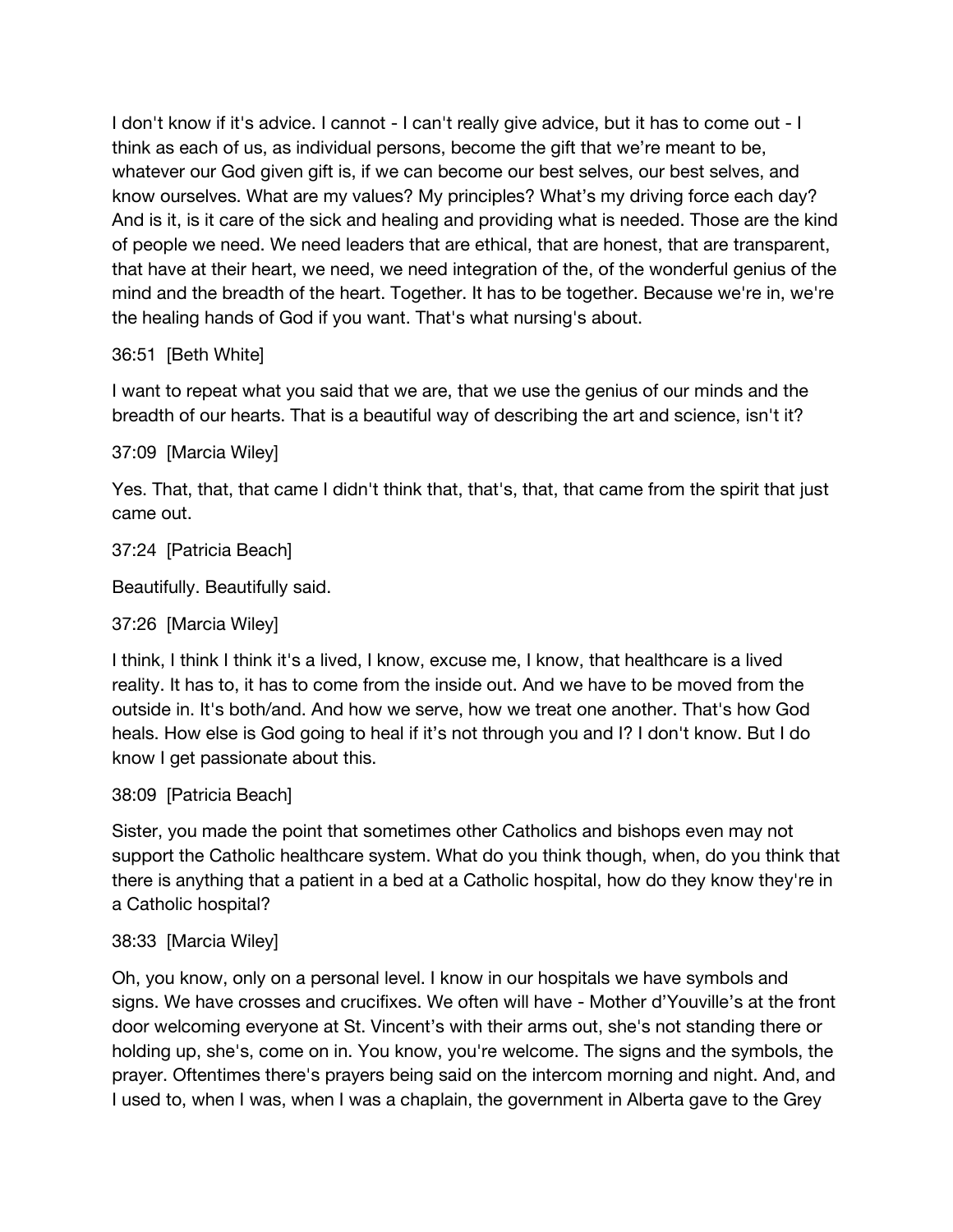I don't know if it's advice. I cannot - I can't really give advice, but it has to come out - I think as each of us, as individual persons, become the gift that we're meant to be, whatever our God given gift is, if we can become our best selves, our best selves, and know ourselves. What are my values? My principles? What's my driving force each day? And is it, is it care of the sick and healing and providing what is needed. Those are the kind of people we need. We need leaders that are ethical, that are honest, that are transparent, that have at their heart, we need, we need integration of the, of the wonderful genius of the mind and the breadth of the heart. Together. It has to be together. Because we're in, we're the healing hands of God if you want. That's what nursing's about.

36:51 [Beth White]

I want to repeat what you said that we are, that we use the genius of our minds and the breadth of our hearts. That is a beautiful way of describing the art and science, isn't it?

37:09 [Marcia Wiley]

Yes. That, that, that came I didn't think that, that's, that, that came from the spirit that just came out.

37:24 [Patricia Beach]

Beautifully. Beautifully said.

37:26 [Marcia Wiley]

I think, I think I think it's a lived, I know, excuse me, I know, that healthcare is a lived reality. It has to, it has to come from the inside out. And we have to be moved from the outside in. It's both/and. And how we serve, how we treat one another. That's how God heals. How else is God going to heal if it's not through you and I? I don't know. But I do know I get passionate about this.

38:09 [Patricia Beach]

Sister, you made the point that sometimes other Catholics and bishops even may not support the Catholic healthcare system. What do you think though, when, do you think that there is anything that a patient in a bed at a Catholic hospital, how do they know they're in a Catholic hospital?

38:33 [Marcia Wiley]

Oh, you know, only on a personal level. I know in our hospitals we have symbols and signs. We have crosses and crucifixes. We often will have - Mother d'Youville's at the front door welcoming everyone at St. Vincent's with their arms out, she's not standing there or holding up, she's, come on in. You know, you're welcome. The signs and the symbols, the prayer. Oftentimes there's prayers being said on the intercom morning and night. And, and I used to, when I was, when I was a chaplain, the government in Alberta gave to the Grey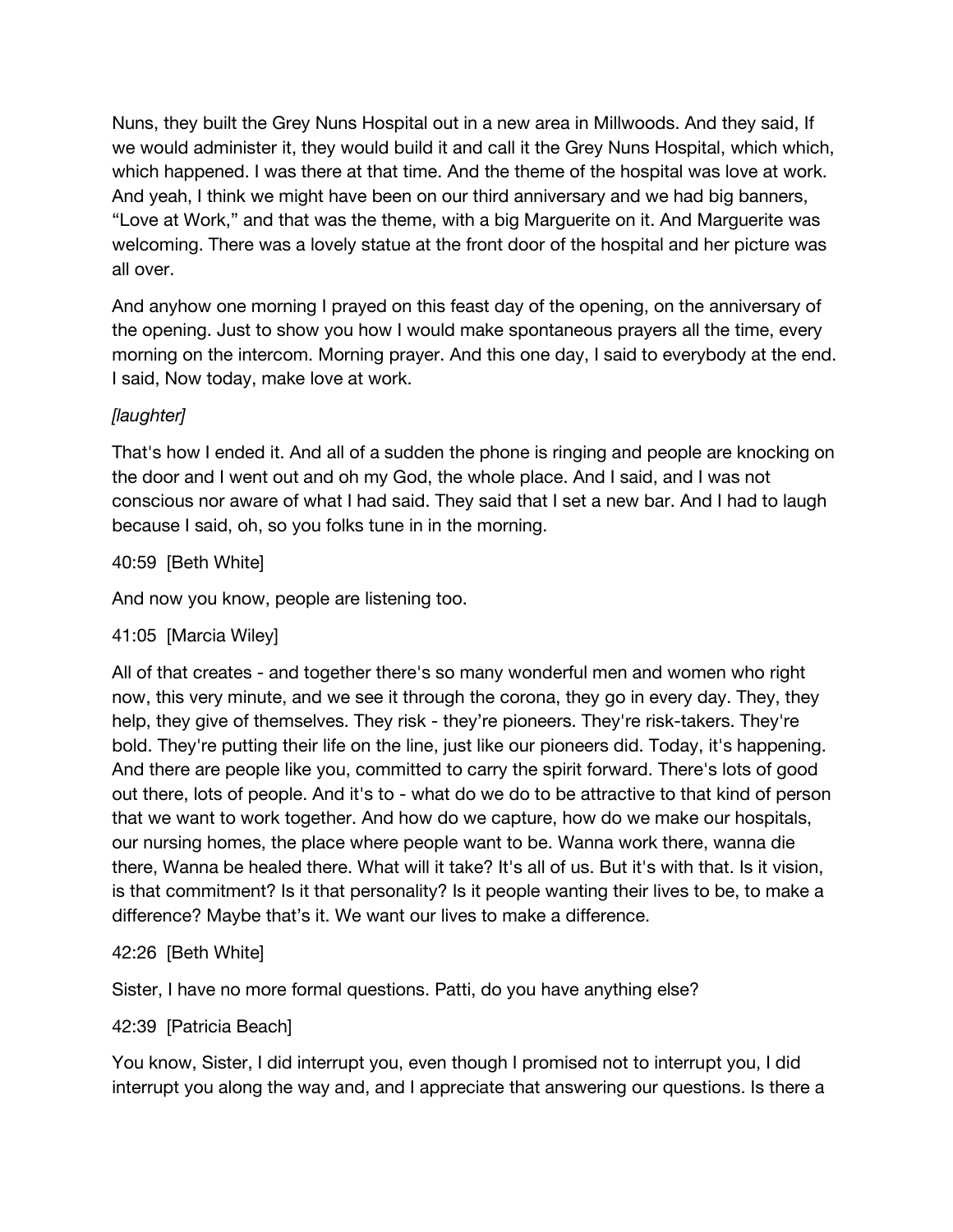Nuns, they built the Grey Nuns Hospital out in a new area in Millwoods. And they said, If we would administer it, they would build it and call it the Grey Nuns Hospital, which which, which happened. I was there at that time. And the theme of the hospital was love at work. And yeah, I think we might have been on our third anniversary and we had big banners, "Love at Work," and that was the theme, with a big Marguerite on it. And Marguerite was welcoming. There was a lovely statue at the front door of the hospital and her picture was all over.

And anyhow one morning I prayed on this feast day of the opening, on the anniversary of the opening. Just to show you how I would make spontaneous prayers all the time, every morning on the intercom. Morning prayer. And this one day, I said to everybody at the end. I said, Now today, make love at work.

*[laughter]*

That's how I ended it. And all of a sudden the phone is ringing and people are knocking on the door and I went out and oh my God, the whole place. And I said, and I was not conscious nor aware of what I had said. They said that I set a new bar. And I had to laugh because I said, oh, so you folks tune in in the morning.

40:59  [Beth White]

And now you know, people are listening too.

41:05  [Marcia Wiley]

All of that creates - and together there's so many wonderful men and women who right now, this very minute, and we see it through the corona, they go in every day. They, they help, they give of themselves. They risk - they're pioneers. They're risk-takers. They're bold. They're putting their life on the line, just like our pioneers did. Today, it's happening. And there are people like you, committed to carry the spirit forward. There's lots of good out there, lots of people. And it's to - what do we do to be attractive to that kind of person that we want to work together. And how do we capture, how do we make our hospitals, our nursing homes, the place where people want to be. Wanna work there, wanna die there, Wanna be healed there. What will it take? It's all of us. But it's with that. Is it vision, is that commitment? Is it that personality? Is it people wanting their lives to be, to make a difference? Maybe that's it. We want our lives to make a difference.

42:26  [Beth White]

Sister, I have no more formal questions. Patti, do you have anything else?

42:39  [Patricia Beach]

You know, Sister, I did interrupt you, even though I promised not to interrupt you, I did interrupt you along the way and, and I appreciate that answering our questions. Is there a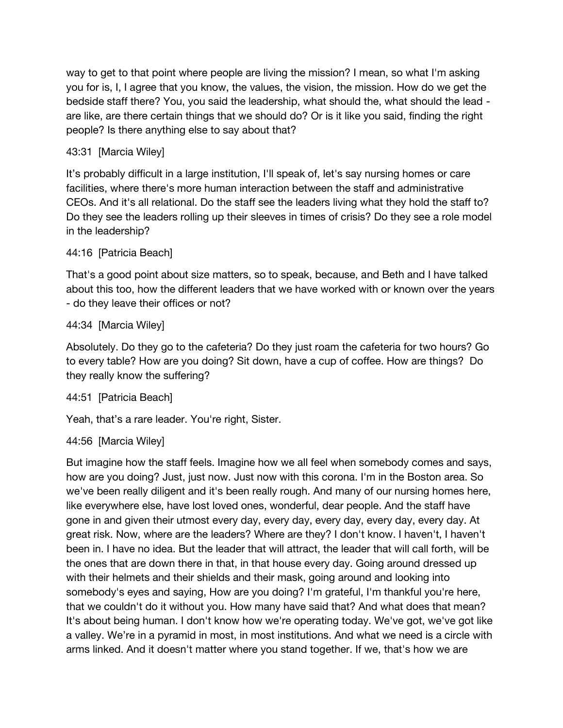way to get to that point where people are living the mission? I mean, so what I'm asking you for is, I, I agree that you know, the values, the vision, the mission. How do we get the bedside staff there? You, you said the leadership, what should the, what should the lead - are like, are there certain things that we should do? Or is it like you said, finding the right people? Is there anything else to say about that?

43:31 [Marcia Wiley]

It's probably difficult in a large institution, I'll speak of, let's say nursing homes or care facilities, where there's more human interaction between the staff and administrative CEOs. And it's all relational. Do the staff see the leaders living what they hold the staff to? Do they see the leaders rolling up their sleeves in times of crisis? Do they see a role model in the leadership?

44:16 [Patricia Beach]

That's a good point about size matters, so to speak, because, and Beth and I have talked about this too, how the different leaders that we have worked with or known over the years - do they leave their offices or not?

44:34 [Marcia Wiley]

Absolutely. Do they go to the cafeteria? Do they just roam the cafeteria for two hours? Go to every table? How are you doing? Sit down, have a cup of coffee. How are things? Do they really know the suffering?

44:51 [Patricia Beach]

Yeah, that's a rare leader. You're right, Sister.

44:56 [Marcia Wiley]

But imagine how the staff feels. Imagine how we all feel when somebody comes and says, how are you doing? Just, just now. Just now with this corona. I'm in the Boston area. So we've been really diligent and it's been really rough. And many of our nursing homes here, like everywhere else, have lost loved ones, wonderful, dear people. And the staff have gone in and given their utmost every day, every day, every day, every day, every day. At great risk. Now, where are the leaders? Where are they? I don't know. I haven't, I haven't been in. I have no idea. But the leader that will attract, the leader that will call forth, will be the ones that are down there in that, in that house every day. Going around dressed up with their helmets and their shields and their mask, going around and looking into somebody's eyes and saying, How are you doing? I'm grateful, I'm thankful you're here, that we couldn't do it without you. How many have said that? And what does that mean? It's about being human. I don't know how we're operating today. We've got, we've got like a valley. We're in a pyramid in most, in most institutions. And what we need is a circle with arms linked. And it doesn't matter where you stand together. If we, that's how we are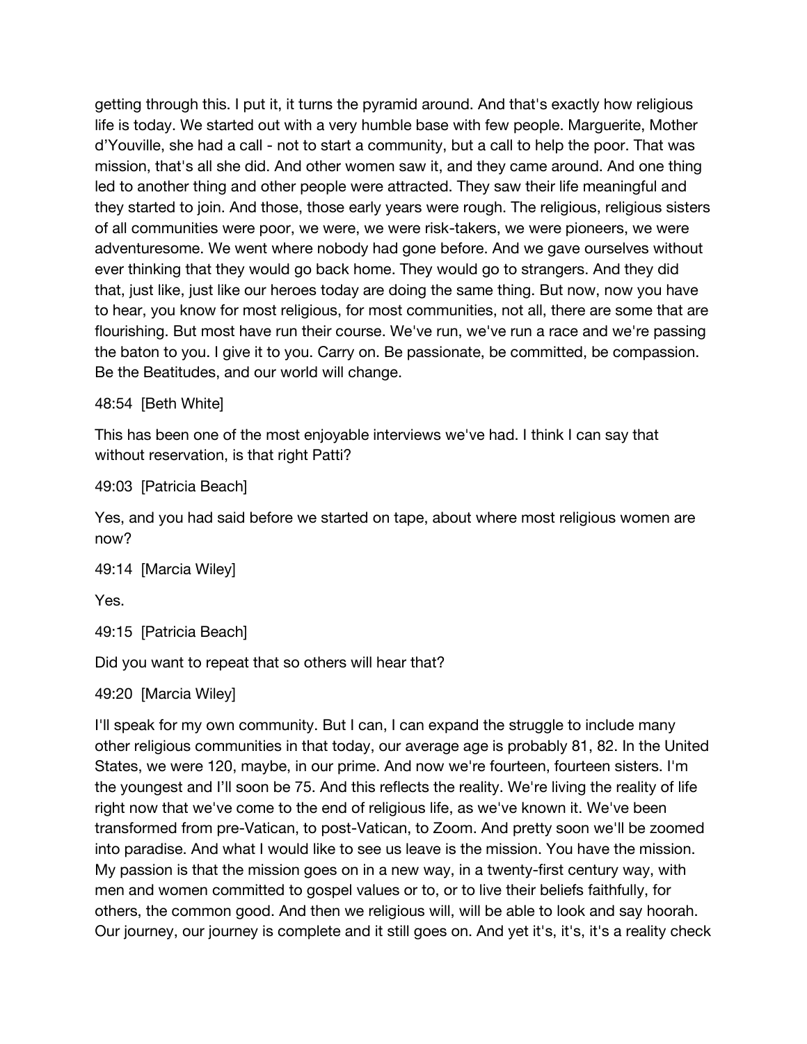getting through this. I put it, it turns the pyramid around. And that's exactly how religious life is today. We started out with a very humble base with few people. Marguerite, Mother d'Youville, she had a call - not to start a community, but a call to help the poor. That was mission, that's all she did. And other women saw it, and they came around. And one thing led to another thing and other people were attracted. They saw their life meaningful and they started to join. And those, those early years were rough. The religious, religious sisters of all communities were poor, we were, we were risk-takers, we were pioneers, we were adventuresome. We went where nobody had gone before. And we gave ourselves without ever thinking that they would go back home. They would go to strangers. And they did that, just like, just like our heroes today are doing the same thing. But now, now you have to hear, you know for most religious, for most communities, not all, there are some that are flourishing. But most have run their course. We've run, we've run a race and we're passing the baton to you. I give it to you. Carry on. Be passionate, be committed, be compassion. Be the Beatitudes, and our world will change.

48:54 [Beth White]

This has been one of the most enjoyable interviews we've had. I think I can say that without reservation, is that right Patti?

49:03 [Patricia Beach]

Yes, and you had said before we started on tape, about where most religious women are now?

49:14 [Marcia Wiley]

Yes.

49:15 [Patricia Beach]

Did you want to repeat that so others will hear that?

49:20 [Marcia Wiley]

I'll speak for my own community. But I can, I can expand the struggle to include many other religious communities in that today, our average age is probably 81, 82. In the United States, we were 120, maybe, in our prime. And now we're fourteen, fourteen sisters. I'm the youngest and I'll soon be 75. And this reflects the reality. We're living the reality of life right now that we've come to the end of religious life, as we've known it. We've been transformed from pre-Vatican, to post-Vatican, to Zoom. And pretty soon we'll be zoomed into paradise. And what I would like to see us leave is the mission. You have the mission. My passion is that the mission goes on in a new way, in a twenty-first century way, with men and women committed to gospel values or to, or to live their beliefs faithfully, for others, the common good. And then we religious will, will be able to look and say hoorah. Our journey, our journey is complete and it still goes on. And yet it's, it's, it's a reality check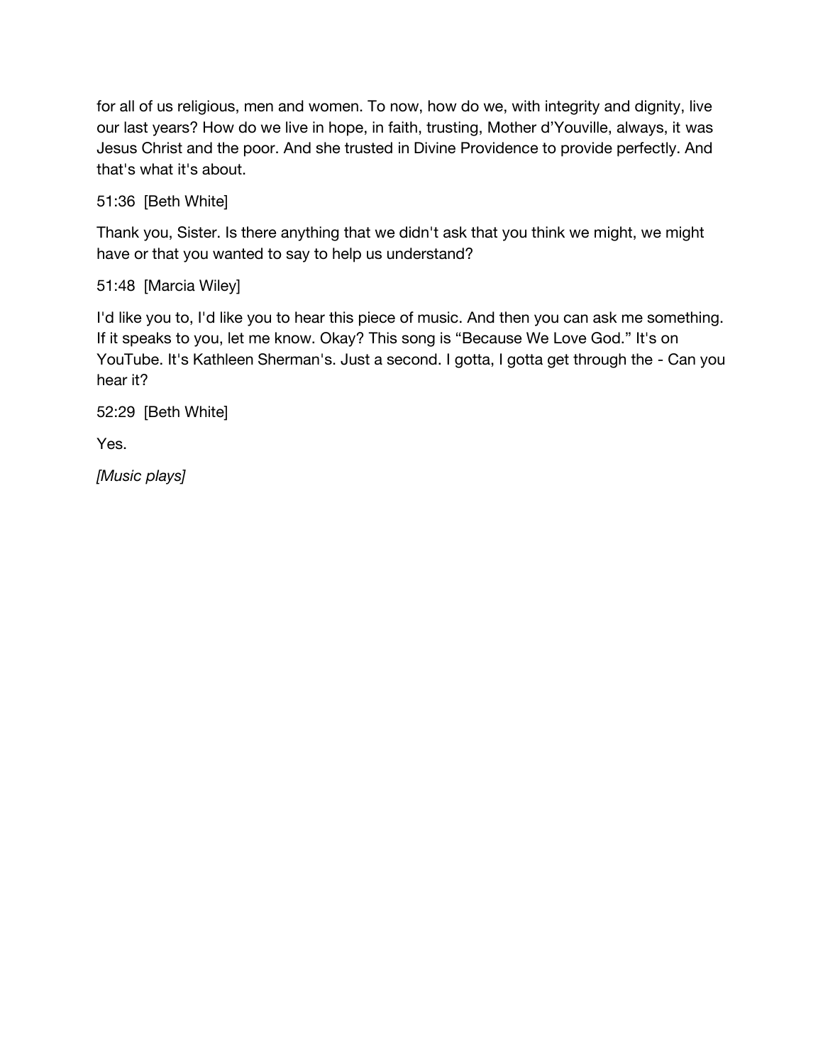for all of us religious, men and women. To now, how do we, with integrity and dignity, live our last years? How do we live in hope, in faith, trusting, Mother d'Youville, always, it was Jesus Christ and the poor. And she trusted in Divine Providence to provide perfectly. And that's what it's about.

51:36 [Beth White]

Thank you, Sister. Is there anything that we didn't ask that you think we might, we might have or that you wanted to say to help us understand?

51:48 [Marcia Wiley]

I'd like you to, I'd like you to hear this piece of music. And then you can ask me something. If it speaks to you, let me know. Okay? This song is "Because We Love God." It's on YouTube. It's Kathleen Sherman's. Just a second. I gotta, I gotta get through the - Can you hear it?

52:29 [Beth White]

Yes.

*[Music plays]*